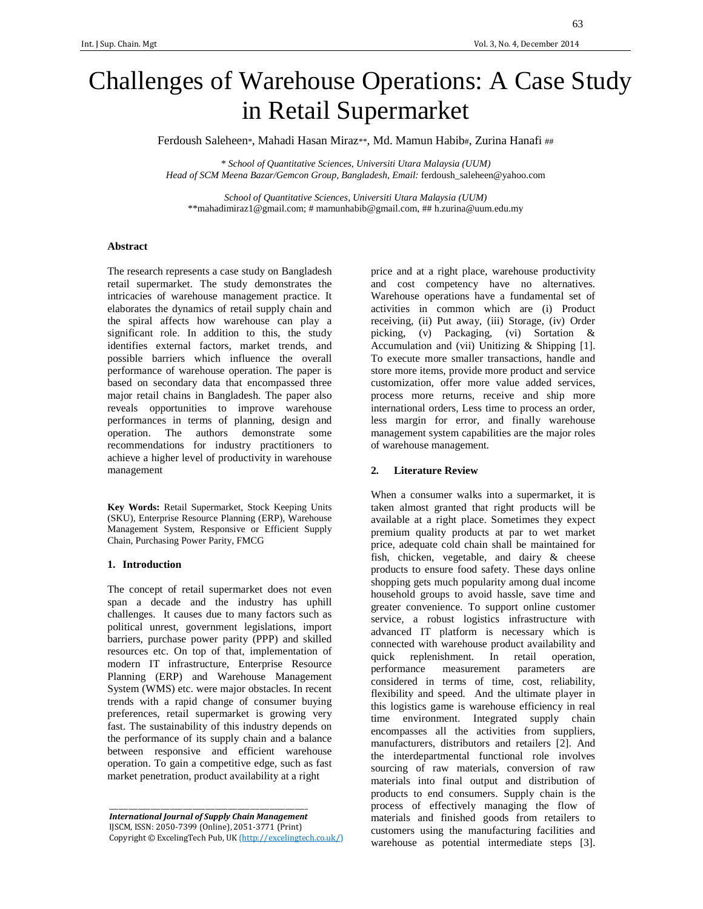# Challenges of Warehouse Operations: A Case Study in Retail Supermarket

Ferdoush Saleheen*, Mahadi Hasan Miraz**, Md. Mamun Habib#, Zurina Hanafi ##

*\* School of Quantitative Sciences, Universiti Utara Malaysia (UUM)*
*Head of SCM Meena Bazar/Gemcon Group, Bangladesh, Email:* ferdoush_saleheen@yahoo.com

*School of Quantitative Sciences, Universiti Utara Malaysia (UUM)*
**mahadimiraz1@gmail.com; # mamunhabib@gmail.com, ## h.zurina@uum.edu.my

### Abstract

The research represents a case study on Bangladesh retail supermarket. The study demonstrates the intricacies of warehouse management practice. It elaborates the dynamics of retail supply chain and the spiral affects how warehouse can play a significant role. In addition to this, the study identifies external factors, market trends, and possible barriers which influence the overall performance of warehouse operation. The paper is based on secondary data that encompassed three major retail chains in Bangladesh. The paper also reveals opportunities to improve warehouse performances in terms of planning, design and operation. The authors demonstrate some recommendations for industry practitioners to achieve a higher level of productivity in warehouse management

**Key Words:** Retail Supermarket, Stock Keeping Units (SKU), Enterprise Resource Planning (ERP), Warehouse Management System, Responsive or Efficient Supply Chain, Purchasing Power Parity, FMCG

## 1. Introduction

The concept of retail supermarket does not even span a decade and the industry has uphill challenges. It causes due to many factors such as political unrest, government legislations, import barriers, purchase power parity (PPP) and skilled resources etc. On top of that, implementation of modern IT infrastructure, Enterprise Resource Planning (ERP) and Warehouse Management System (WMS) etc. were major obstacles. In recent trends with a rapid change of consumer buying preferences, retail supermarket is growing very fast. The sustainability of this industry depends on the performance of its supply chain and a balance between responsive and efficient warehouse operation. To gain a competitive edge, such as fast market penetration, product availability at a right price and at a right place, warehouse productivity and cost competency have no alternatives. Warehouse operations have a fundamental set of activities in common which are (i) Product receiving, (ii) Put away, (iii) Storage, (iv) Order picking, (v) Packaging, (vi) Sortation & Accumulation and (vii) Unitizing & Shipping [1]. To execute more smaller transactions, handle and store more items, provide more product and service customization, offer more value added services, process more returns, receive and ship more international orders, Less time to process an order, less margin for error, and finally warehouse management system capabilities are the major roles of warehouse management.

## 2. Literature Review

When a consumer walks into a supermarket, it is taken almost granted that right products will be available at a right place. Sometimes they expect premium quality products at par to wet market price, adequate cold chain shall be maintained for fish, chicken, vegetable, and dairy & cheese products to ensure food safety. These days online shopping gets much popularity among dual income household groups to avoid hassle, save time and greater convenience. To support online customer service, a robust logistics infrastructure with advanced IT platform is necessary which is connected with warehouse product availability and quick replenishment. In retail operation, performance measurement parameters are considered in terms of time, cost, reliability, flexibility and speed. And the ultimate player in this logistics game is warehouse efficiency in real time environment. Integrated supply chain encompasses all the activities from suppliers, manufacturers, distributors and retailers [2]. And the interdepartmental functional role involves sourcing of raw materials, conversion of raw materials into final output and distribution of products to end consumers. Supply chain is the process of effectively managing the flow of materials and finished goods from retailers to customers using the manufacturing facilities and warehouse as potential intermediate steps [3].

---

***International Journal of Supply Chain Management***
IJSCM, ISSN: 2050-7399 (Online), 2051-3771 (Print)
Copyright © ExcelingTech Pub, UK (http://excelingtech.co.uk/)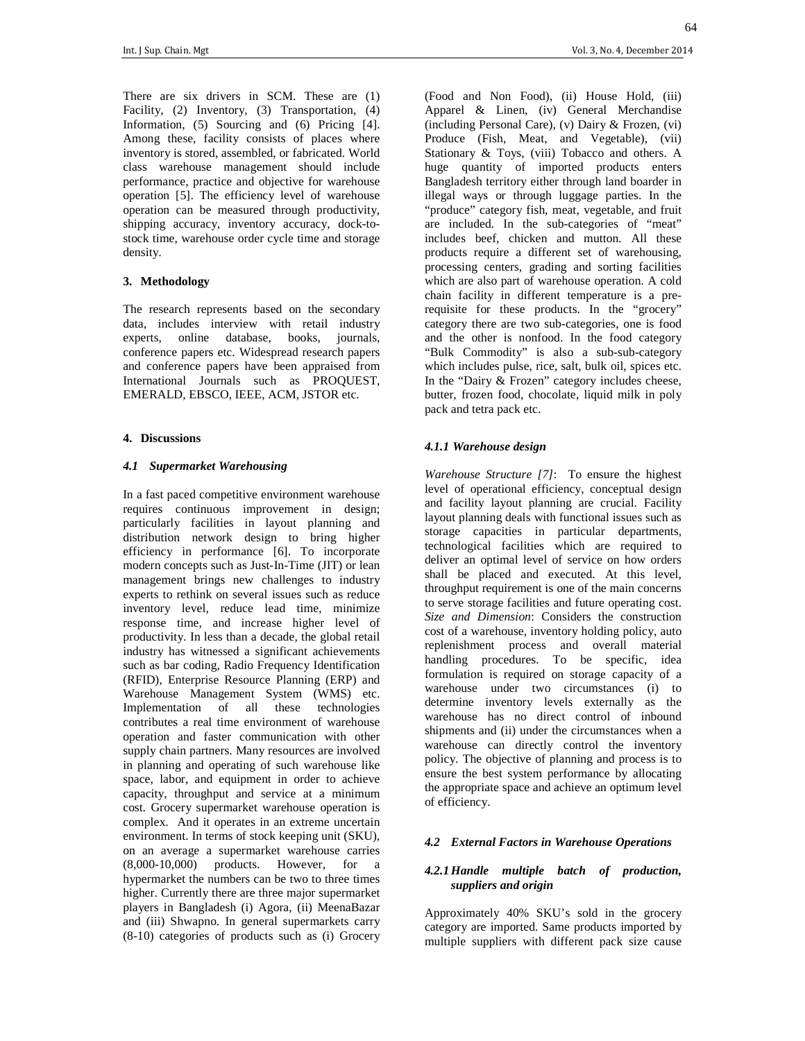There are six drivers in SCM. These are (1) Facility, (2) Inventory, (3) Transportation, (4) Information, (5) Sourcing and (6) Pricing [4]. Among these, facility consists of places where inventory is stored, assembled, or fabricated. World class warehouse management should include performance, practice and objective for warehouse operation [5]. The efficiency level of warehouse operation can be measured through productivity, shipping accuracy, inventory accuracy, dock-to-stock time, warehouse order cycle time and storage density.

### 3. Methodology

The research represents based on the secondary data, includes interview with retail industry experts, online database, books, journals, conference papers etc. Widespread research papers and conference papers have been appraised from International Journals such as PROQUEST, EMERALD, EBSCO, IEEE, ACM, JSTOR etc.

### 4. Discussions

#### *4.1 Supermarket Warehousing*

In a fast paced competitive environment warehouse requires continuous improvement in design; particularly facilities in layout planning and distribution network design to bring higher efficiency in performance [6]. To incorporate modern concepts such as Just-In-Time (JIT) or lean management brings new challenges to industry experts to rethink on several issues such as reduce inventory level, reduce lead time, minimize response time, and increase higher level of productivity. In less than a decade, the global retail industry has witnessed a significant achievements such as bar coding, Radio Frequency Identification (RFID), Enterprise Resource Planning (ERP) and Warehouse Management System (WMS) etc. Implementation of all these technologies contributes a real time environment of warehouse operation and faster communication with other supply chain partners. Many resources are involved in planning and operating of such warehouse like space, labor, and equipment in order to achieve capacity, throughput and service at a minimum cost. Grocery supermarket warehouse operation is complex. And it operates in an extreme uncertain environment. In terms of stock keeping unit (SKU), on an average a supermarket warehouse carries (8,000-10,000) products. However, for a hypermarket the numbers can be two to three times higher. Currently there are three major supermarket players in Bangladesh (i) Agora, (ii) MeenaBazar and (iii) Shwapno. In general supermarkets carry (8-10) categories of products such as (i) Grocery (Food and Non Food), (ii) House Hold, (iii) Apparel & Linen, (iv) General Merchandise (including Personal Care), (v) Dairy & Frozen, (vi) Produce (Fish, Meat, and Vegetable), (vii) Stationary & Toys, (viii) Tobacco and others. A huge quantity of imported products enters Bangladesh territory either through land boarder in illegal ways or through luggage parties. In the "produce" category fish, meat, vegetable, and fruit are included. In the sub-categories of "meat" includes beef, chicken and mutton. All these products require a different set of warehousing, processing centers, grading and sorting facilities which are also part of warehouse operation. A cold chain facility in different temperature is a pre-requisite for these products. In the "grocery" category there are two sub-categories, one is food and the other is nonfood. In the food category "Bulk Commodity" is also a sub-sub-category which includes pulse, rice, salt, bulk oil, spices etc. In the "Dairy & Frozen" category includes cheese, butter, frozen food, chocolate, liquid milk in poly pack and tetra pack etc.

##### *4.1.1 Warehouse design*

*Warehouse Structure [7]*: To ensure the highest level of operational efficiency, conceptual design and facility layout planning are crucial. Facility layout planning deals with functional issues such as storage capacities in particular departments, technological facilities which are required to deliver an optimal level of service on how orders shall be placed and executed. At this level, throughput requirement is one of the main concerns to serve storage facilities and future operating cost. *Size and Dimension*: Considers the construction cost of a warehouse, inventory holding policy, auto replenishment process and overall material handling procedures. To be specific, idea formulation is required on storage capacity of a warehouse under two circumstances (i) to determine inventory levels externally as the warehouse has no direct control of inbound shipments and (ii) under the circumstances when a warehouse can directly control the inventory policy. The objective of planning and process is to ensure the best system performance by allocating the appropriate space and achieve an optimum level of efficiency.

#### *4.2 External Factors in Warehouse Operations*

##### *4.2.1 Handle multiple batch of production, suppliers and origin*

Approximately 40% SKU's sold in the grocery category are imported. Same products imported by multiple suppliers with different pack size cause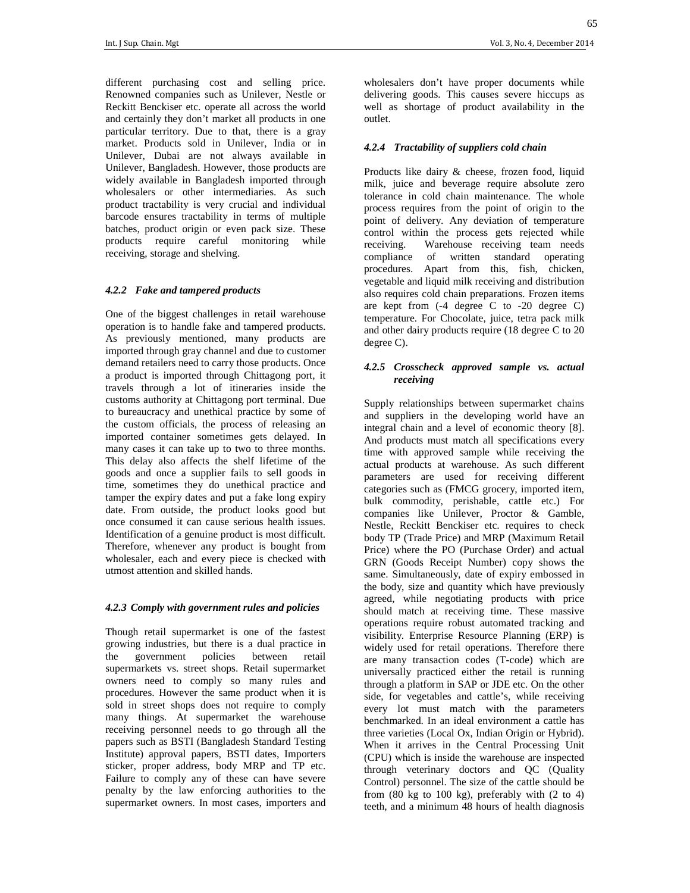different purchasing cost and selling price. Renowned companies such as Unilever, Nestle or Reckitt Benckiser etc. operate all across the world and certainly they don't market all products in one particular territory. Due to that, there is a gray market. Products sold in Unilever, India or in Unilever, Dubai are not always available in Unilever, Bangladesh. However, those products are widely available in Bangladesh imported through wholesalers or other intermediaries. As such product tractability is very crucial and individual barcode ensures tractability in terms of multiple batches, product origin or even pack size. These products require careful monitoring while receiving, storage and shelving.

#### *4.2.2 Fake and tampered products*

One of the biggest challenges in retail warehouse operation is to handle fake and tampered products. As previously mentioned, many products are imported through gray channel and due to customer demand retailers need to carry those products. Once a product is imported through Chittagong port, it travels through a lot of itineraries inside the customs authority at Chittagong port terminal. Due to bureaucracy and unethical practice by some of the custom officials, the process of releasing an imported container sometimes gets delayed. In many cases it can take up to two to three months. This delay also affects the shelf lifetime of the goods and once a supplier fails to sell goods in time, sometimes they do unethical practice and tamper the expiry dates and put a fake long expiry date. From outside, the product looks good but once consumed it can cause serious health issues. Identification of a genuine product is most difficult. Therefore, whenever any product is bought from wholesaler, each and every piece is checked with utmost attention and skilled hands.

#### *4.2.3 Comply with government rules and policies*

Though retail supermarket is one of the fastest growing industries, but there is a dual practice in the government policies between retail supermarkets vs. street shops. Retail supermarket owners need to comply so many rules and procedures. However the same product when it is sold in street shops does not require to comply many things. At supermarket the warehouse receiving personnel needs to go through all the papers such as BSTI (Bangladesh Standard Testing Institute) approval papers, BSTI dates, Importers sticker, proper address, body MRP and TP etc. Failure to comply any of these can have severe penalty by the law enforcing authorities to the supermarket owners. In most cases, importers and wholesalers don't have proper documents while delivering goods. This causes severe hiccups as well as shortage of product availability in the outlet.

#### *4.2.4 Tractability of suppliers cold chain*

Products like dairy & cheese, frozen food, liquid milk, juice and beverage require absolute zero tolerance in cold chain maintenance. The whole process requires from the point of origin to the point of delivery. Any deviation of temperature control within the process gets rejected while receiving. Warehouse receiving team needs compliance of written standard operating procedures. Apart from this, fish, chicken, vegetable and liquid milk receiving and distribution also requires cold chain preparations. Frozen items are kept from (-4 degree C to -20 degree C) temperature. For Chocolate, juice, tetra pack milk and other dairy products require (18 degree C to 20 degree C).

#### *4.2.5 Crosscheck approved sample vs. actual receiving*

Supply relationships between supermarket chains and suppliers in the developing world have an integral chain and a level of economic theory [8]. And products must match all specifications every time with approved sample while receiving the actual products at warehouse. As such different parameters are used for receiving different categories such as (FMCG grocery, imported item, bulk commodity, perishable, cattle etc.) For companies like Unilever, Proctor & Gamble, Nestle, Reckitt Benckiser etc. requires to check body TP (Trade Price) and MRP (Maximum Retail Price) where the PO (Purchase Order) and actual GRN (Goods Receipt Number) copy shows the same. Simultaneously, date of expiry embossed in the body, size and quantity which have previously agreed, while negotiating products with price should match at receiving time. These massive operations require robust automated tracking and visibility. Enterprise Resource Planning (ERP) is widely used for retail operations. Therefore there are many transaction codes (T-code) which are universally practiced either the retail is running through a platform in SAP or JDE etc. On the other side, for vegetables and cattle's, while receiving every lot must match with the parameters benchmarked. In an ideal environment a cattle has three varieties (Local Ox, Indian Origin or Hybrid). When it arrives in the Central Processing Unit (CPU) which is inside the warehouse are inspected through veterinary doctors and QC (Quality Control) personnel. The size of the cattle should be from (80 kg to 100 kg), preferably with (2 to 4) teeth, and a minimum 48 hours of health diagnosis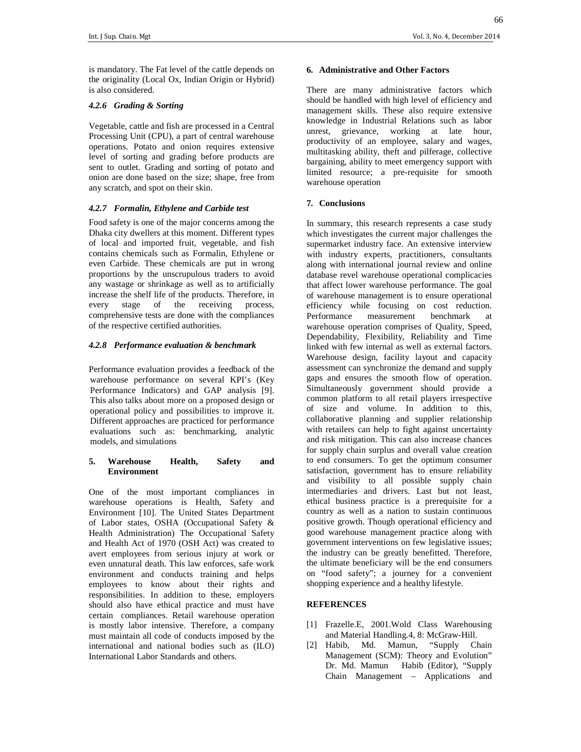is mandatory. The Fat level of the cattle depends on the originality (Local Ox, Indian Origin or Hybrid) is also considered.

#### *4.2.6 Grading & Sorting*

Vegetable, cattle and fish are processed in a Central Processing Unit (CPU), a part of central warehouse operations. Potato and onion requires extensive level of sorting and grading before products are sent to outlet. Grading and sorting of potato and onion are done based on the size; shape, free from any scratch, and spot on their skin.

#### *4.2.7 Formalin, Ethylene and Carbide test*

Food safety is one of the major concerns among the Dhaka city dwellers at this moment. Different types of local and imported fruit, vegetable, and fish contains chemicals such as Formalin, Ethylene or even Carbide. These chemicals are put in wrong proportions by the unscrupulous traders to avoid any wastage or shrinkage as well as to artificially increase the shelf life of the products. Therefore, in every stage of the receiving process, comprehensive tests are done with the compliances of the respective certified authorities.

#### *4.2.8 Performance evaluation & benchmark*

Performance evaluation provides a feedback of the warehouse performance on several KPI's (Key Performance Indicators) and GAP analysis [9]. This also talks about more on a proposed design or operational policy and possibilities to improve it. Different approaches are practiced for performance evaluations such as: benchmarking, analytic models, and simulations

## 5. Warehouse Health, Safety and Environment

One of the most important compliances in warehouse operations is Health, Safety and Environment [10]. The United States Department of Labor states, OSHA (Occupational Safety & Health Administration) The Occupational Safety and Health Act of 1970 (OSH Act) was created to avert employees from serious injury at work or even unnatural death. This law enforces, safe work environment and conducts training and helps employees to know about their rights and responsibilities. In addition to these, employers should also have ethical practice and must have certain compliances. Retail warehouse operation is mostly labor intensive. Therefore, a company must maintain all code of conducts imposed by the international and national bodies such as (ILO) International Labor Standards and others.

## 6. Administrative and Other Factors

There are many administrative factors which should be handled with high level of efficiency and management skills. These also require extensive knowledge in Industrial Relations such as labor unrest, grievance, working at late hour, productivity of an employee, salary and wages, multitasking ability, theft and pilferage, collective bargaining, ability to meet emergency support with limited resource; a pre-requisite for smooth warehouse operation

## 7. Conclusions

In summary, this research represents a case study which investigates the current major challenges the supermarket industry face. An extensive interview with industry experts, practitioners, consultants along with international journal review and online database revel warehouse operational complicacies that affect lower warehouse performance. The goal of warehouse management is to ensure operational efficiency while focusing on cost reduction. Performance measurement benchmark at warehouse operation comprises of Quality, Speed, Dependability, Flexibility, Reliability and Time linked with few internal as well as external factors. Warehouse design, facility layout and capacity assessment can synchronize the demand and supply gaps and ensures the smooth flow of operation. Simultaneously government should provide a common platform to all retail players irrespective of size and volume. In addition to this, collaborative planning and supplier relationship with retailers can help to fight against uncertainty and risk mitigation. This can also increase chances for supply chain surplus and overall value creation to end consumers. To get the optimum consumer satisfaction, government has to ensure reliability and visibility to all possible supply chain intermediaries and drivers. Last but not least, ethical business practice is a prerequisite for a country as well as a nation to sustain continuous positive growth. Though operational efficiency and good warehouse management practice along with government interventions on few legislative issues; the industry can be greatly benefitted. Therefore, the ultimate beneficiary will be the end consumers on "food safety"; a journey for a convenient shopping experience and a healthy lifestyle.

## REFERENCES

[1] Frazelle.E, 2001.Wold Class Warehousing and Material Handling.4, 8: McGraw-Hill.

[2] Habib, Md. Mamun, "Supply Chain Management (SCM): Theory and Evolution" Dr. Md. Mamun Habib (Editor), "Supply Chain Management – Applications and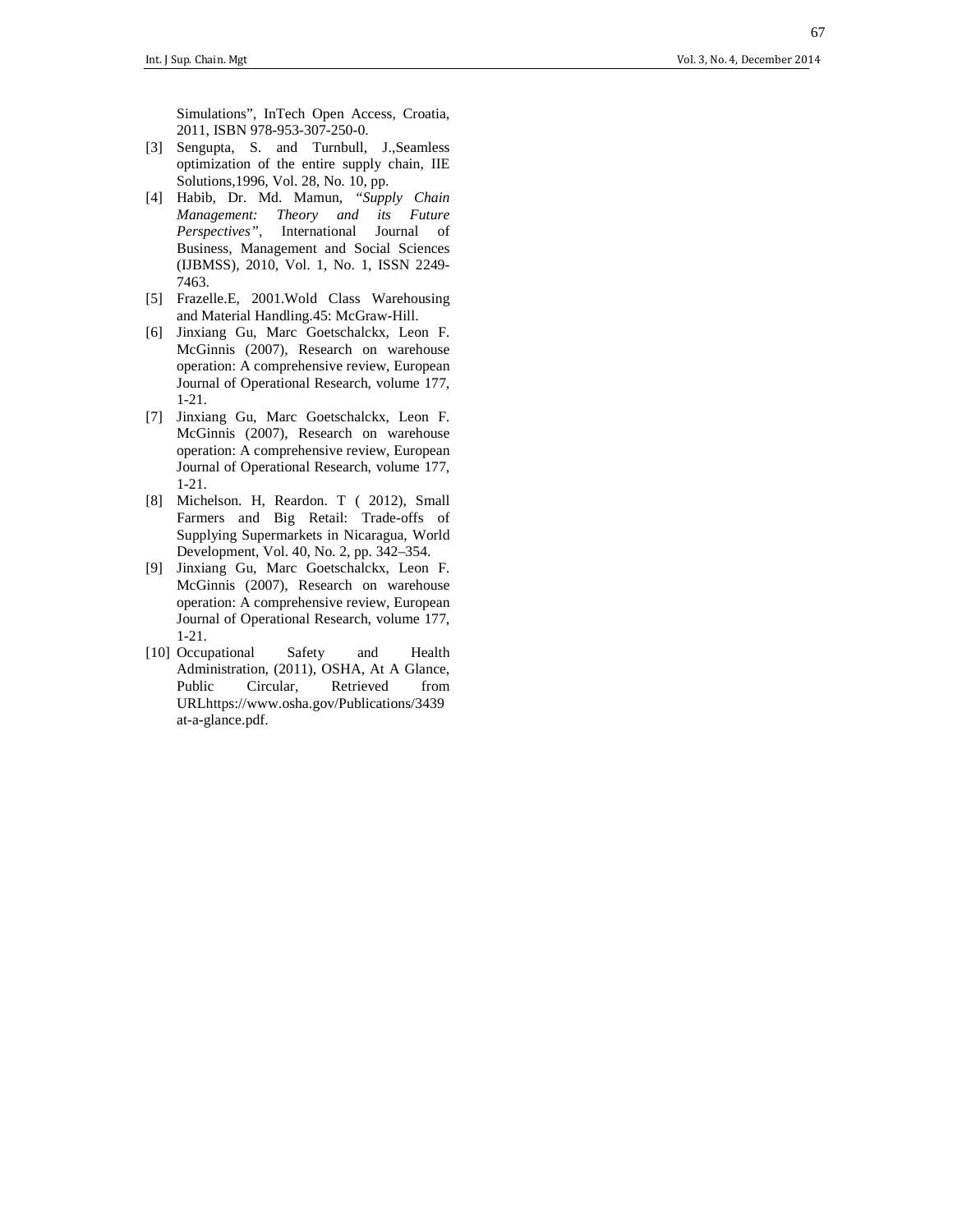Simulations", InTech Open Access, Croatia, 2011, ISBN 978-953-307-250-0.

[3] Sengupta, S. and Turnbull, J.,Seamless optimization of the entire supply chain, IIE Solutions,1996, Vol. 28, No. 10, pp.

[4] Habib, Dr. Md. Mamun, *"Supply Chain Management: Theory and its Future Perspectives"*, International Journal of Business, Management and Social Sciences (IJBMSS), 2010, Vol. 1, No. 1, ISSN 2249-7463.

[5] Frazelle.E, 2001.Wold Class Warehousing and Material Handling.45: McGraw-Hill.

[6] Jinxiang Gu, Marc Goetschalckx, Leon F. McGinnis (2007), Research on warehouse operation: A comprehensive review, European Journal of Operational Research, volume 177, 1-21.

[7] Jinxiang Gu, Marc Goetschalckx, Leon F. McGinnis (2007), Research on warehouse operation: A comprehensive review, European Journal of Operational Research, volume 177, 1-21.

[8] Michelson. H, Reardon. T ( 2012), Small Farmers and Big Retail: Trade-offs of Supplying Supermarkets in Nicaragua, World Development, Vol. 40, No. 2, pp. 342–354.

[9] Jinxiang Gu, Marc Goetschalckx, Leon F. McGinnis (2007), Research on warehouse operation: A comprehensive review, European Journal of Operational Research, volume 177, 1-21.

[10] Occupational Safety and Health Administration, (2011), OSHA, At A Glance, Public Circular, Retrieved from URLhttps://www.osha.gov/Publications/3439 at-a-glance.pdf.